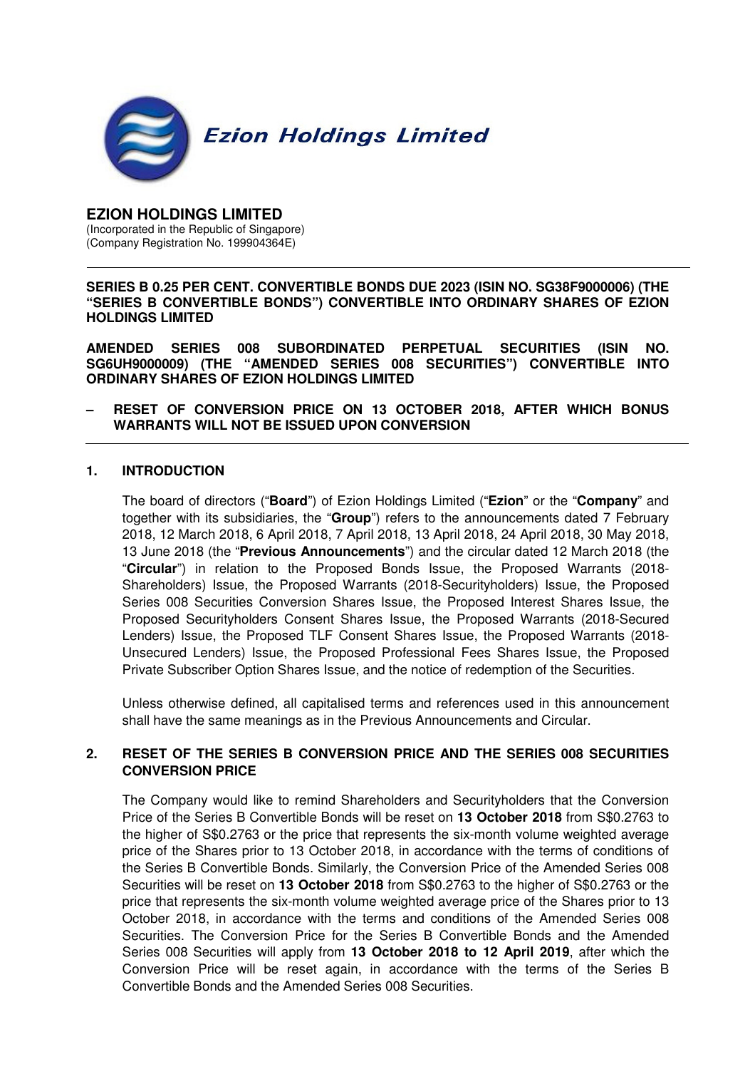Ezion Holdings Limited

**EZION HOLDINGS LIMITED**
(Incorporated in the Republic of Singapore)
(Company Registration No. 199904364E)

---

**SERIES B 0.25 PER CENT. CONVERTIBLE BONDS DUE 2023 (ISIN NO. SG38F9000006) (THE "SERIES B CONVERTIBLE BONDS") CONVERTIBLE INTO ORDINARY SHARES OF EZION HOLDINGS LIMITED**

**AMENDED SERIES 008 SUBORDINATED PERPETUAL SECURITIES (ISIN NO. SG6UH9000009) (THE "AMENDED SERIES 008 SECURITIES") CONVERTIBLE INTO ORDINARY SHARES OF EZION HOLDINGS LIMITED**

**– RESET OF CONVERSION PRICE ON 13 OCTOBER 2018, AFTER WHICH BONUS WARRANTS WILL NOT BE ISSUED UPON CONVERSION**

---

## 1. INTRODUCTION

The board of directors ("**Board**") of Ezion Holdings Limited ("**Ezion**" or the "**Company**" and together with its subsidiaries, the "**Group**") refers to the announcements dated 7 February 2018, 12 March 2018, 6 April 2018, 7 April 2018, 13 April 2018, 24 April 2018, 30 May 2018, 13 June 2018 (the "**Previous Announcements**") and the circular dated 12 March 2018 (the "**Circular**") in relation to the Proposed Bonds Issue, the Proposed Warrants (2018-Shareholders) Issue, the Proposed Warrants (2018-Securityholders) Issue, the Proposed Series 008 Securities Conversion Shares Issue, the Proposed Interest Shares Issue, the Proposed Securityholders Consent Shares Issue, the Proposed Warrants (2018-Secured Lenders) Issue, the Proposed TLF Consent Shares Issue, the Proposed Warrants (2018-Unsecured Lenders) Issue, the Proposed Professional Fees Shares Issue, the Proposed Private Subscriber Option Shares Issue, and the notice of redemption of the Securities.

Unless otherwise defined, all capitalised terms and references used in this announcement shall have the same meanings as in the Previous Announcements and Circular.

## 2. RESET OF THE SERIES B CONVERSION PRICE AND THE SERIES 008 SECURITIES CONVERSION PRICE

The Company would like to remind Shareholders and Securityholders that the Conversion Price of the Series B Convertible Bonds will be reset on **13 October 2018** from S$0.2763 to the higher of S$0.2763 or the price that represents the six-month volume weighted average price of the Shares prior to 13 October 2018, in accordance with the terms of conditions of the Series B Convertible Bonds. Similarly, the Conversion Price of the Amended Series 008 Securities will be reset on **13 October 2018** from S$0.2763 to the higher of S$0.2763 or the price that represents the six-month volume weighted average price of the Shares prior to 13 October 2018, in accordance with the terms and conditions of the Amended Series 008 Securities. The Conversion Price for the Series B Convertible Bonds and the Amended Series 008 Securities will apply from **13 October 2018 to 12 April 2019**, after which the Conversion Price will be reset again, in accordance with the terms of the Series B Convertible Bonds and the Amended Series 008 Securities.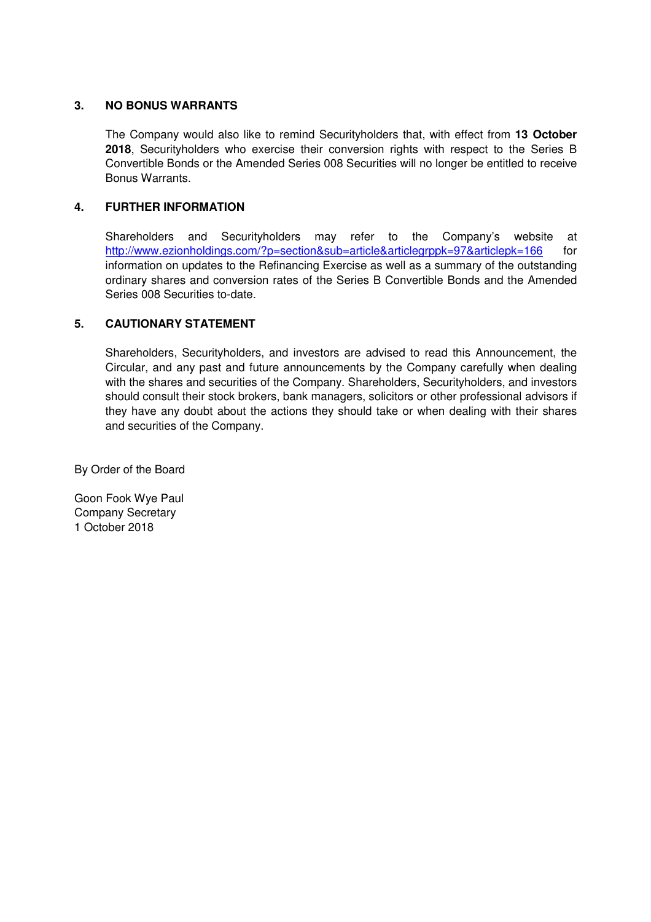### 3. NO BONUS WARRANTS

The Company would also like to remind Securityholders that, with effect from **13 October 2018**, Securityholders who exercise their conversion rights with respect to the Series B Convertible Bonds or the Amended Series 008 Securities will no longer be entitled to receive Bonus Warrants.

### 4. FURTHER INFORMATION

Shareholders and Securityholders may refer to the Company's website at http://www.ezionholdings.com/?p=section&sub=article&articlegrppk=97&articlepk=166 for information on updates to the Refinancing Exercise as well as a summary of the outstanding ordinary shares and conversion rates of the Series B Convertible Bonds and the Amended Series 008 Securities to-date.

### 5. CAUTIONARY STATEMENT

Shareholders, Securityholders, and investors are advised to read this Announcement, the Circular, and any past and future announcements by the Company carefully when dealing with the shares and securities of the Company. Shareholders, Securityholders, and investors should consult their stock brokers, bank managers, solicitors or other professional advisors if they have any doubt about the actions they should take or when dealing with their shares and securities of the Company.

By Order of the Board

Goon Fook Wye Paul
Company Secretary
1 October 2018